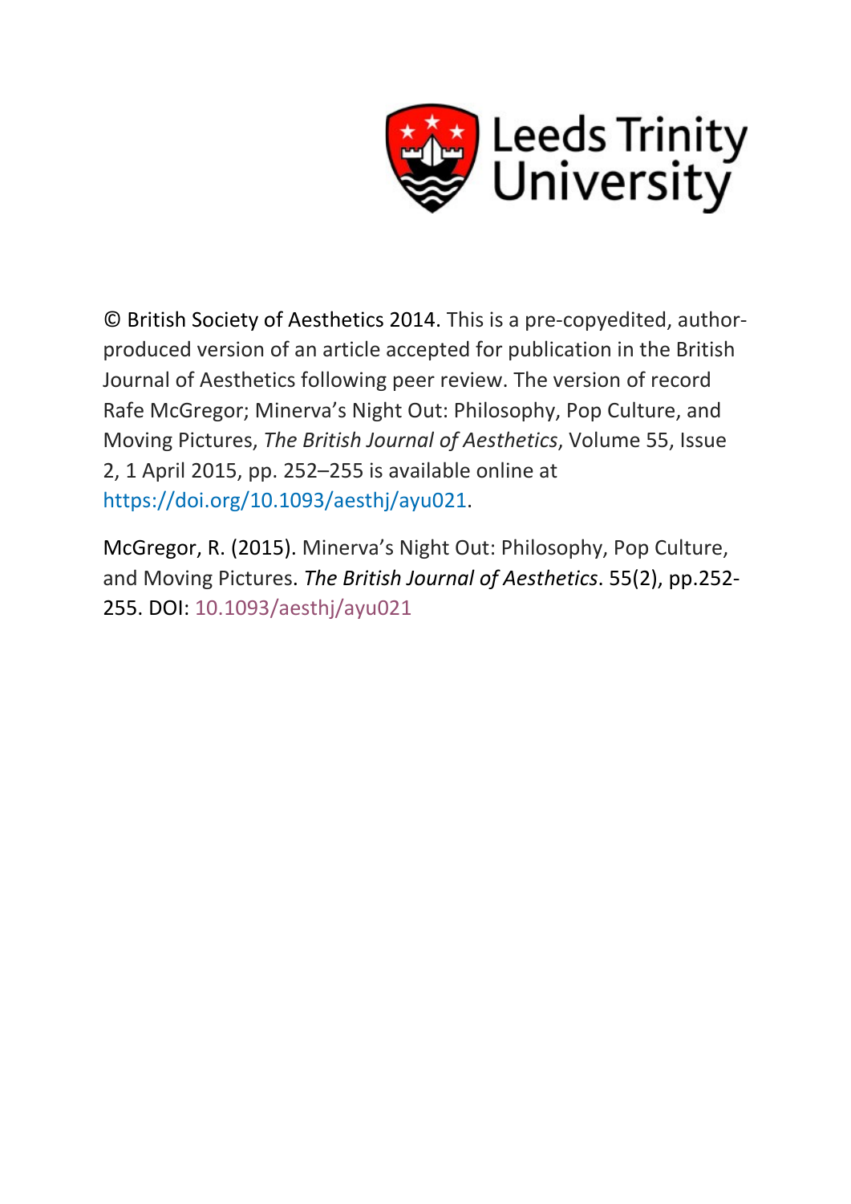Leeds Trinity University

© British Society of Aesthetics 2014. This is a pre-copyedited, author-produced version of an article accepted for publication in the British Journal of Aesthetics following peer review. The version of record Rafe McGregor; Minerva's Night Out: Philosophy, Pop Culture, and Moving Pictures, *The British Journal of Aesthetics*, Volume 55, Issue 2, 1 April 2015, pp. 252–255 is available online at https://doi.org/10.1093/aesthj/ayu021.

McGregor, R. (2015). Minerva's Night Out: Philosophy, Pop Culture, and Moving Pictures. *The British Journal of Aesthetics*. 55(2), pp.252-255. DOI: 10.1093/aesthj/ayu021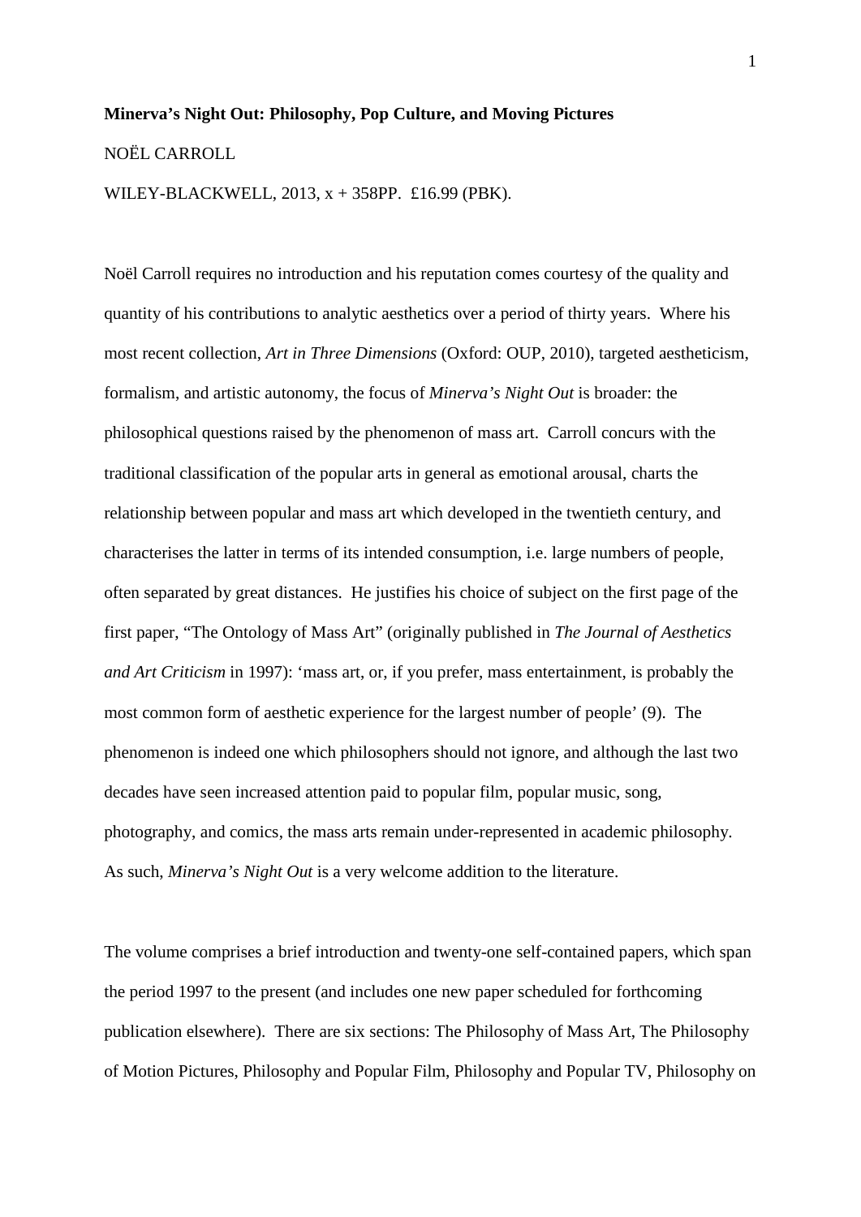**Minerva's Night Out: Philosophy, Pop Culture, and Moving Pictures**

NOËL CARROLL

WILEY-BLACKWELL, 2013, x + 358PP. £16.99 (PBK).

Noël Carroll requires no introduction and his reputation comes courtesy of the quality and quantity of his contributions to analytic aesthetics over a period of thirty years. Where his most recent collection, *Art in Three Dimensions* (Oxford: OUP, 2010), targeted aestheticism, formalism, and artistic autonomy, the focus of *Minerva's Night Out* is broader: the philosophical questions raised by the phenomenon of mass art. Carroll concurs with the traditional classification of the popular arts in general as emotional arousal, charts the relationship between popular and mass art which developed in the twentieth century, and characterises the latter in terms of its intended consumption, i.e. large numbers of people, often separated by great distances. He justifies his choice of subject on the first page of the first paper, "The Ontology of Mass Art" (originally published in *The Journal of Aesthetics and Art Criticism* in 1997): 'mass art, or, if you prefer, mass entertainment, is probably the most common form of aesthetic experience for the largest number of people' (9). The phenomenon is indeed one which philosophers should not ignore, and although the last two decades have seen increased attention paid to popular film, popular music, song, photography, and comics, the mass arts remain under-represented in academic philosophy. As such, *Minerva's Night Out* is a very welcome addition to the literature.

The volume comprises a brief introduction and twenty-one self-contained papers, which span the period 1997 to the present (and includes one new paper scheduled for forthcoming publication elsewhere). There are six sections: The Philosophy of Mass Art, The Philosophy of Motion Pictures, Philosophy and Popular Film, Philosophy and Popular TV, Philosophy on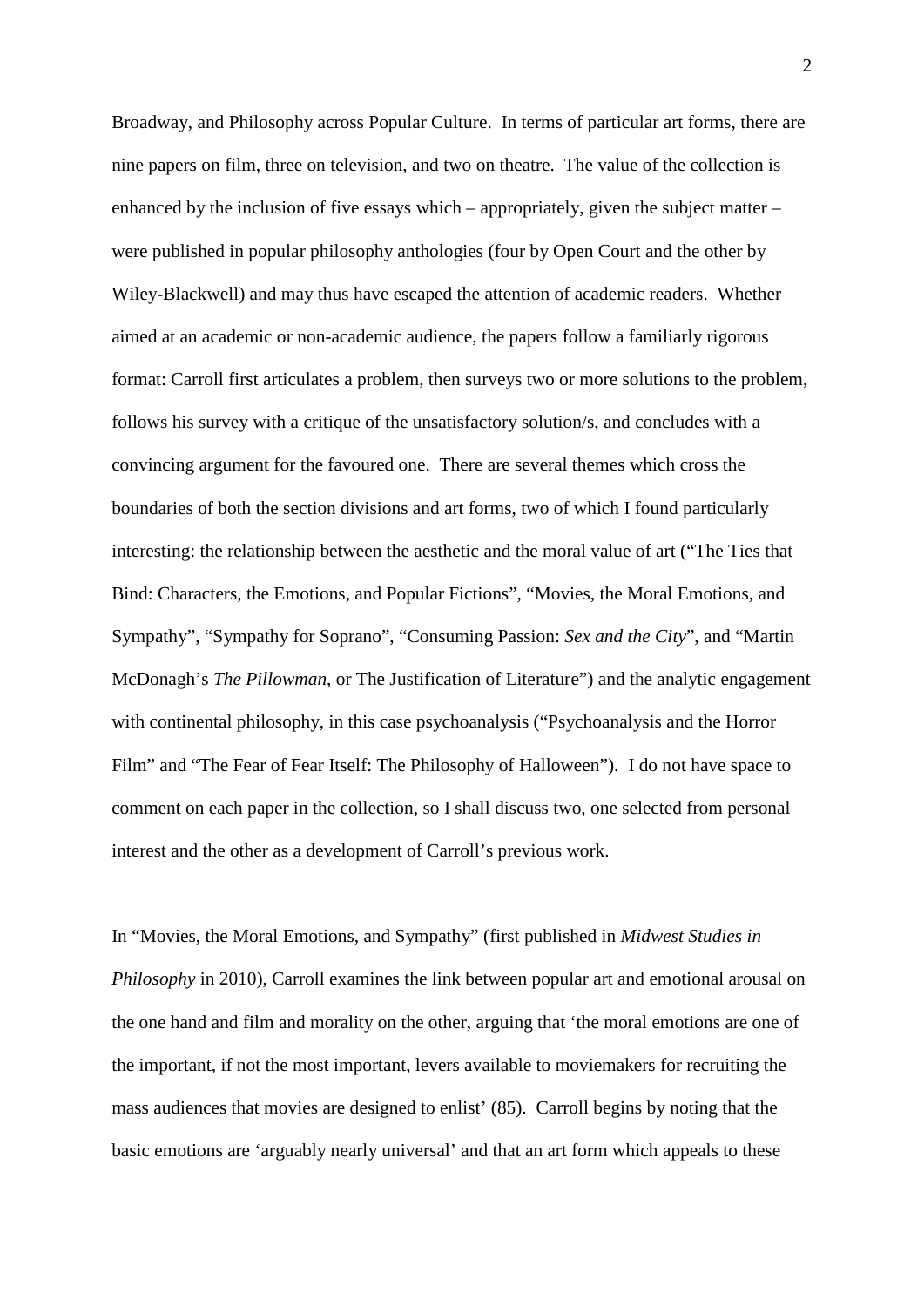Broadway, and Philosophy across Popular Culture. In terms of particular art forms, there are nine papers on film, three on television, and two on theatre. The value of the collection is enhanced by the inclusion of five essays which – appropriately, given the subject matter – were published in popular philosophy anthologies (four by Open Court and the other by Wiley-Blackwell) and may thus have escaped the attention of academic readers. Whether aimed at an academic or non-academic audience, the papers follow a familiarly rigorous format: Carroll first articulates a problem, then surveys two or more solutions to the problem, follows his survey with a critique of the unsatisfactory solution/s, and concludes with a convincing argument for the favoured one. There are several themes which cross the boundaries of both the section divisions and art forms, two of which I found particularly interesting: the relationship between the aesthetic and the moral value of art ("The Ties that Bind: Characters, the Emotions, and Popular Fictions", "Movies, the Moral Emotions, and Sympathy", "Sympathy for Soprano", "Consuming Passion: *Sex and the City*", and "Martin McDonagh's *The Pillowman*, or The Justification of Literature") and the analytic engagement with continental philosophy, in this case psychoanalysis ("Psychoanalysis and the Horror Film" and "The Fear of Fear Itself: The Philosophy of Halloween"). I do not have space to comment on each paper in the collection, so I shall discuss two, one selected from personal interest and the other as a development of Carroll's previous work.

In "Movies, the Moral Emotions, and Sympathy" (first published in *Midwest Studies in Philosophy* in 2010), Carroll examines the link between popular art and emotional arousal on the one hand and film and morality on the other, arguing that 'the moral emotions are one of the important, if not the most important, levers available to moviemakers for recruiting the mass audiences that movies are designed to enlist' (85). Carroll begins by noting that the basic emotions are 'arguably nearly universal' and that an art form which appeals to these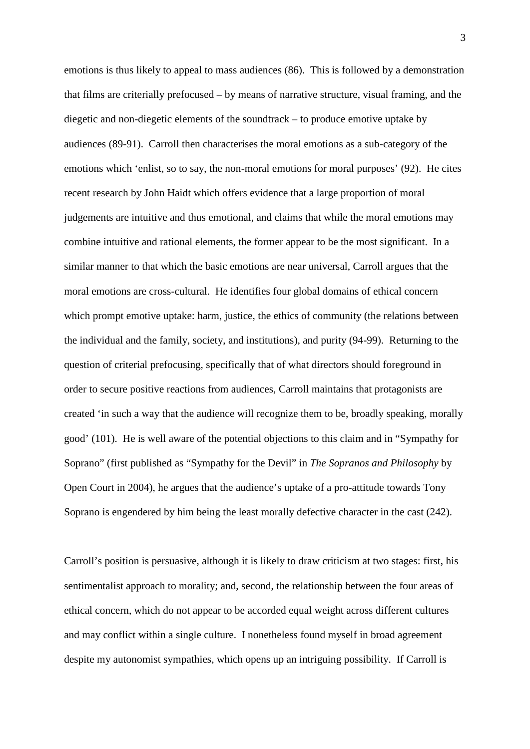emotions is thus likely to appeal to mass audiences (86). This is followed by a demonstration that films are criterially prefocused – by means of narrative structure, visual framing, and the diegetic and non-diegetic elements of the soundtrack – to produce emotive uptake by audiences (89-91). Carroll then characterises the moral emotions as a sub-category of the emotions which 'enlist, so to say, the non-moral emotions for moral purposes' (92). He cites recent research by John Haidt which offers evidence that a large proportion of moral judgements are intuitive and thus emotional, and claims that while the moral emotions may combine intuitive and rational elements, the former appear to be the most significant. In a similar manner to that which the basic emotions are near universal, Carroll argues that the moral emotions are cross-cultural. He identifies four global domains of ethical concern which prompt emotive uptake: harm, justice, the ethics of community (the relations between the individual and the family, society, and institutions), and purity (94-99). Returning to the question of criterial prefocusing, specifically that of what directors should foreground in order to secure positive reactions from audiences, Carroll maintains that protagonists are created 'in such a way that the audience will recognize them to be, broadly speaking, morally good' (101). He is well aware of the potential objections to this claim and in "Sympathy for Soprano" (first published as "Sympathy for the Devil" in *The Sopranos and Philosophy* by Open Court in 2004), he argues that the audience's uptake of a pro-attitude towards Tony Soprano is engendered by him being the least morally defective character in the cast (242).

Carroll's position is persuasive, although it is likely to draw criticism at two stages: first, his sentimentalist approach to morality; and, second, the relationship between the four areas of ethical concern, which do not appear to be accorded equal weight across different cultures and may conflict within a single culture. I nonetheless found myself in broad agreement despite my autonomist sympathies, which opens up an intriguing possibility. If Carroll is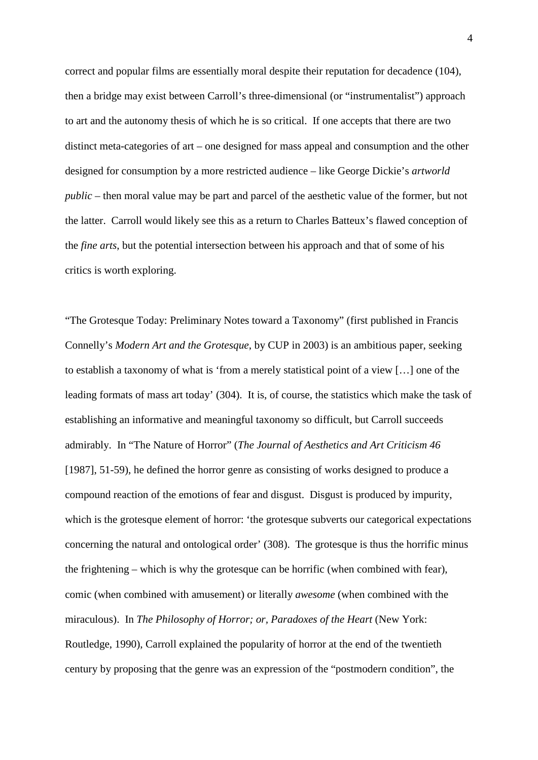correct and popular films are essentially moral despite their reputation for decadence (104), then a bridge may exist between Carroll's three-dimensional (or "instrumentalist") approach to art and the autonomy thesis of which he is so critical. If one accepts that there are two distinct meta-categories of art – one designed for mass appeal and consumption and the other designed for consumption by a more restricted audience – like George Dickie's *artworld public* – then moral value may be part and parcel of the aesthetic value of the former, but not the latter. Carroll would likely see this as a return to Charles Batteux's flawed conception of the *fine arts*, but the potential intersection between his approach and that of some of his critics is worth exploring.

"The Grotesque Today: Preliminary Notes toward a Taxonomy" (first published in Francis Connelly's *Modern Art and the Grotesque*, by CUP in 2003) is an ambitious paper, seeking to establish a taxonomy of what is 'from a merely statistical point of a view […] one of the leading formats of mass art today' (304). It is, of course, the statistics which make the task of establishing an informative and meaningful taxonomy so difficult, but Carroll succeeds admirably. In "The Nature of Horror" (*The Journal of Aesthetics and Art Criticism 46* [1987], 51-59), he defined the horror genre as consisting of works designed to produce a compound reaction of the emotions of fear and disgust. Disgust is produced by impurity, which is the grotesque element of horror: 'the grotesque subverts our categorical expectations concerning the natural and ontological order' (308). The grotesque is thus the horrific minus the frightening – which is why the grotesque can be horrific (when combined with fear), comic (when combined with amusement) or literally *awesome* (when combined with the miraculous). In *The Philosophy of Horror; or, Paradoxes of the Heart* (New York: Routledge, 1990), Carroll explained the popularity of horror at the end of the twentieth century by proposing that the genre was an expression of the "postmodern condition", the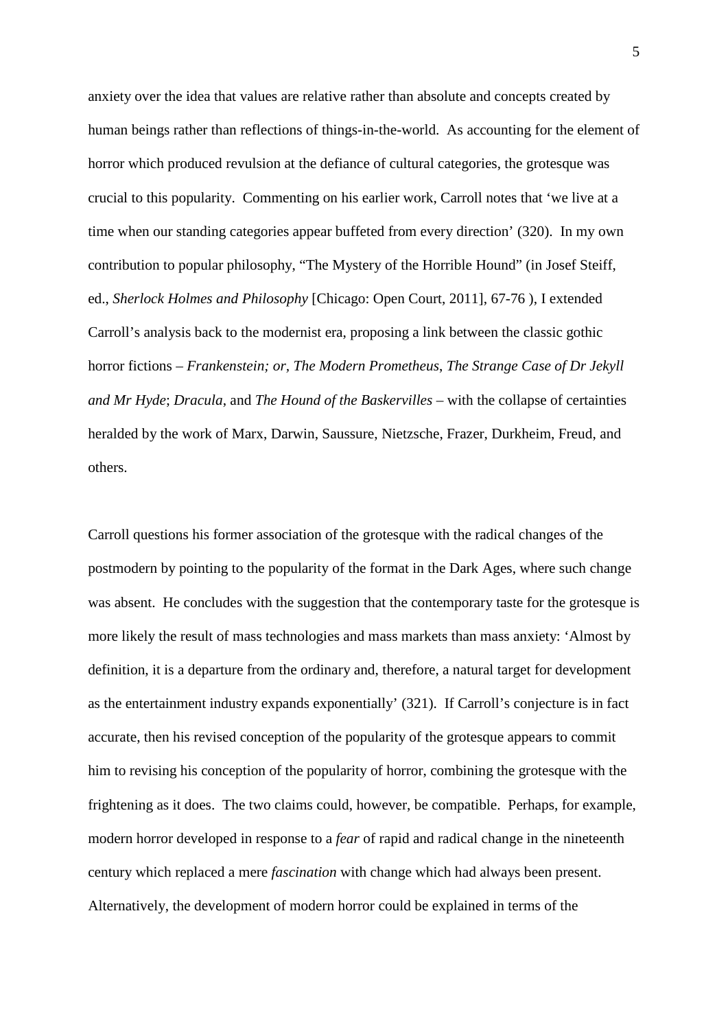anxiety over the idea that values are relative rather than absolute and concepts created by human beings rather than reflections of things-in-the-world. As accounting for the element of horror which produced revulsion at the defiance of cultural categories, the grotesque was crucial to this popularity. Commenting on his earlier work, Carroll notes that 'we live at a time when our standing categories appear buffeted from every direction' (320). In my own contribution to popular philosophy, "The Mystery of the Horrible Hound" (in Josef Steiff, ed., *Sherlock Holmes and Philosophy* [Chicago: Open Court, 2011], 67-76 ), I extended Carroll's analysis back to the modernist era, proposing a link between the classic gothic horror fictions – *Frankenstein; or, The Modern Prometheus*, *The Strange Case of Dr Jekyll and Mr Hyde*; *Dracula*, and *The Hound of the Baskervilles* – with the collapse of certainties heralded by the work of Marx, Darwin, Saussure, Nietzsche, Frazer, Durkheim, Freud, and others.

Carroll questions his former association of the grotesque with the radical changes of the postmodern by pointing to the popularity of the format in the Dark Ages, where such change was absent. He concludes with the suggestion that the contemporary taste for the grotesque is more likely the result of mass technologies and mass markets than mass anxiety: 'Almost by definition, it is a departure from the ordinary and, therefore, a natural target for development as the entertainment industry expands exponentially' (321). If Carroll's conjecture is in fact accurate, then his revised conception of the popularity of the grotesque appears to commit him to revising his conception of the popularity of horror, combining the grotesque with the frightening as it does. The two claims could, however, be compatible. Perhaps, for example, modern horror developed in response to a *fear* of rapid and radical change in the nineteenth century which replaced a mere *fascination* with change which had always been present. Alternatively, the development of modern horror could be explained in terms of the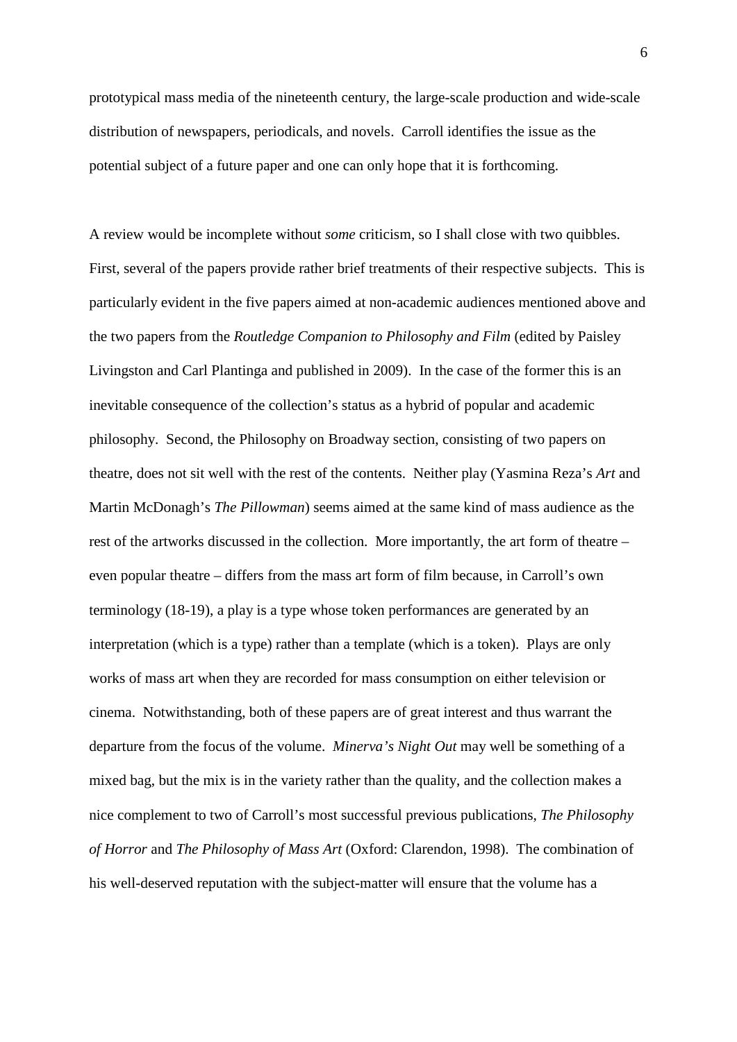prototypical mass media of the nineteenth century, the large-scale production and wide-scale distribution of newspapers, periodicals, and novels. Carroll identifies the issue as the potential subject of a future paper and one can only hope that it is forthcoming.

A review would be incomplete without *some* criticism, so I shall close with two quibbles. First, several of the papers provide rather brief treatments of their respective subjects. This is particularly evident in the five papers aimed at non-academic audiences mentioned above and the two papers from the *Routledge Companion to Philosophy and Film* (edited by Paisley Livingston and Carl Plantinga and published in 2009). In the case of the former this is an inevitable consequence of the collection's status as a hybrid of popular and academic philosophy. Second, the Philosophy on Broadway section, consisting of two papers on theatre, does not sit well with the rest of the contents. Neither play (Yasmina Reza's *Art* and Martin McDonagh's *The Pillowman*) seems aimed at the same kind of mass audience as the rest of the artworks discussed in the collection. More importantly, the art form of theatre – even popular theatre – differs from the mass art form of film because, in Carroll's own terminology (18-19), a play is a type whose token performances are generated by an interpretation (which is a type) rather than a template (which is a token). Plays are only works of mass art when they are recorded for mass consumption on either television or cinema. Notwithstanding, both of these papers are of great interest and thus warrant the departure from the focus of the volume. *Minerva's Night Out* may well be something of a mixed bag, but the mix is in the variety rather than the quality, and the collection makes a nice complement to two of Carroll's most successful previous publications, *The Philosophy of Horror* and *The Philosophy of Mass Art* (Oxford: Clarendon, 1998). The combination of his well-deserved reputation with the subject-matter will ensure that the volume has a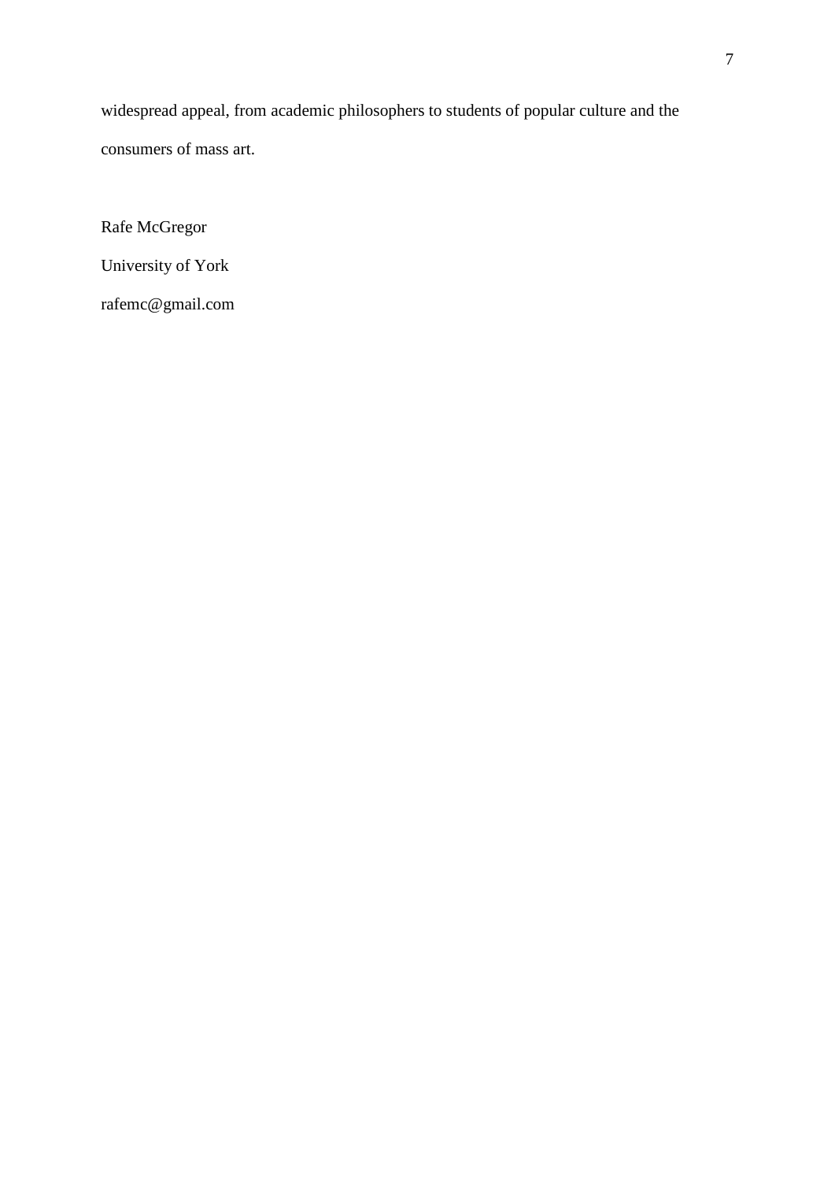widespread appeal, from academic philosophers to students of popular culture and the consumers of mass art.

Rafe McGregor

University of York

rafemc@gmail.com